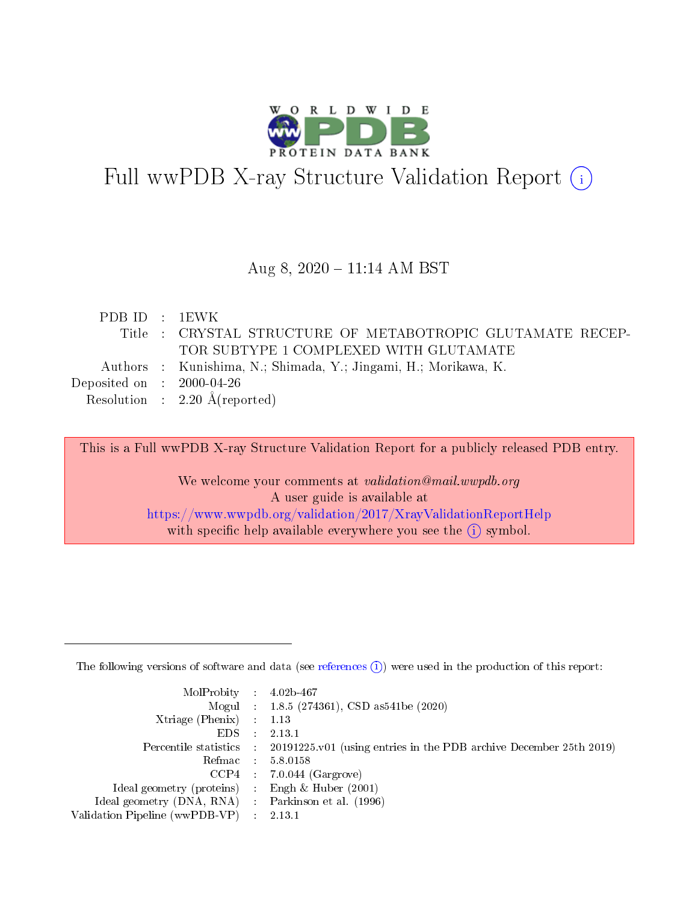# Full wwPDB X-ray Structure Validation Report (i)

Aug 8, 2020 – 11:14 AM BST

| | | |
|---|---|---|
| PDB ID | : | 1EWK |
| Title | : | CRYSTAL STRUCTURE OF METABOTROPIC GLUTAMATE RECEPTOR SUBTYPE 1 COMPLEXED WITH GLUTAMATE |
| Authors | : | Kunishima, N.; Shimada, Y.; Jingami, H.; Morikawa, K. |
| Deposited on | : | 2000-04-26 |
| Resolution | : | 2.20 Å(reported) |

This is a Full wwPDB X-ray Structure Validation Report for a publicly released PDB entry.

We welcome your comments at *validation@mail.wwpdb.org*
A user guide is available at
https://www.wwpdb.org/validation/2017/XrayValidationReportHelp
with specific help available everywhere you see the (i) symbol.

---

The following versions of software and data (see references (i)) were used in the production of this report:

| | | |
|---|---|---|
| MolProbity | : | 4.02b-467 |
| Mogul | : | 1.8.5 (274361), CSD as541be (2020) |
| Xtriage (Phenix) | : | 1.13 |
| EDS | : | 2.13.1 |
| Percentile statistics | : | 20191225.v01 (using entries in the PDB archive December 25th 2019) |
| Refmac | : | 5.8.0158 |
| CCP4 | : | 7.0.044 (Gargrove) |
| Ideal geometry (proteins) | : | Engh & Huber (2001) |
| Ideal geometry (DNA, RNA) | : | Parkinson et al. (1996) |
| Validation Pipeline (wwPDB-VP) | : | 2.13.1 |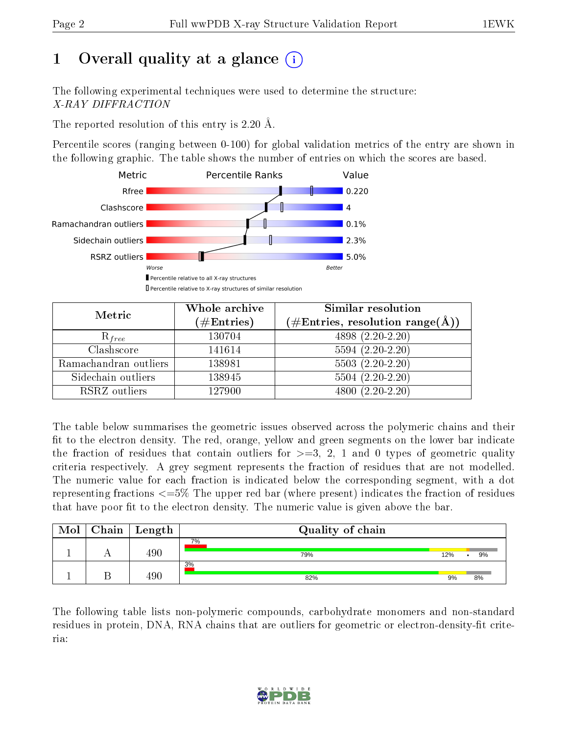# 1 Overall quality at a glance

The following experimental techniques were used to determine the structure:
*X-RAY DIFFRACTION*

The reported resolution of this entry is 2.20 Å.

Percentile scores (ranging between 0-100) for global validation metrics of the entry are shown in the following graphic. The table shows the number of entries on which the scores are based.

| Metric | Value |
|---|---|
| Rfree | 0.220 |
| Clashscore | 4 |
| Ramachandran outliers | 0.1% |
| Sidechain outliers | 2.3% |
| RSRZ outliers | 5.0% |

| Metric | Whole archive (#Entries) | Similar resolution (#Entries, resolution range(Å)) |
|---|---|---|
| $R_{free}$ | 130704 | 4898 (2.20-2.20) |
| Clashscore | 141614 | 5594 (2.20-2.20) |
| Ramachandran outliers | 138981 | 5503 (2.20-2.20) |
| Sidechain outliers | 138945 | 5504 (2.20-2.20) |
| RSRZ outliers | 127900 | 4800 (2.20-2.20) |

The table below summarises the geometric issues observed across the polymeric chains and their fit to the electron density. The red, orange, yellow and green segments on the lower bar indicate the fraction of residues that contain outliers for >=3, 2, 1 and 0 types of geometric quality criteria respectively. A grey segment represents the fraction of residues that are not modelled. The numeric value for each fraction is indicated below the corresponding segment, with a dot representing fractions <=5% The upper red bar (where present) indicates the fraction of residues that have poor fit to the electron density. The numeric value is given above the bar.

| Mol | Chain | Length | Quality of chain |
|---|---|---|---|
| 1 | A | 490 | 7% / 79% 12% • 9% |
| 1 | B | 490 | 3% / 82% 9% 8% |

The following table lists non-polymeric compounds, carbohydrate monomers and non-standard residues in protein, DNA, RNA chains that are outliers for geometric or electron-density-fit criteria: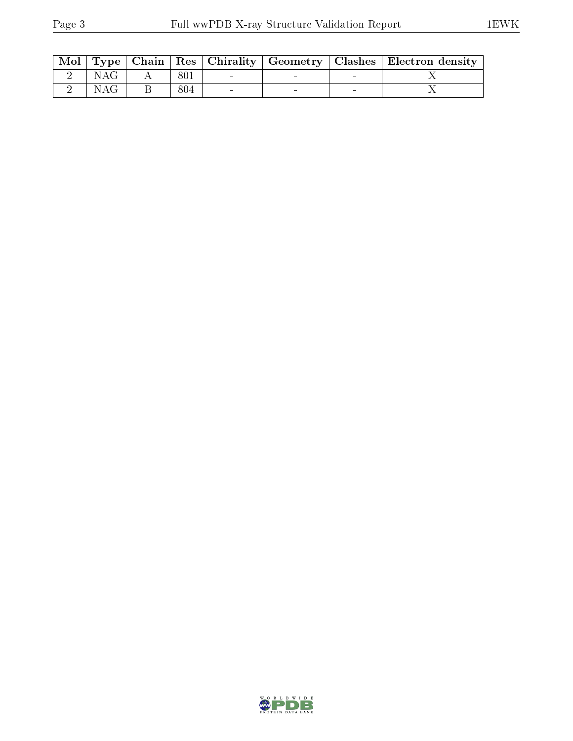| Mol | Type | Chain | Res | Chirality | Geometry | Clashes | Electron density |
|---|---|---|---|---|---|---|---|
| 2 | NAG | A | 801 | - | - | - | X |
| 2 | NAG | B | 804 | - | - | - | X |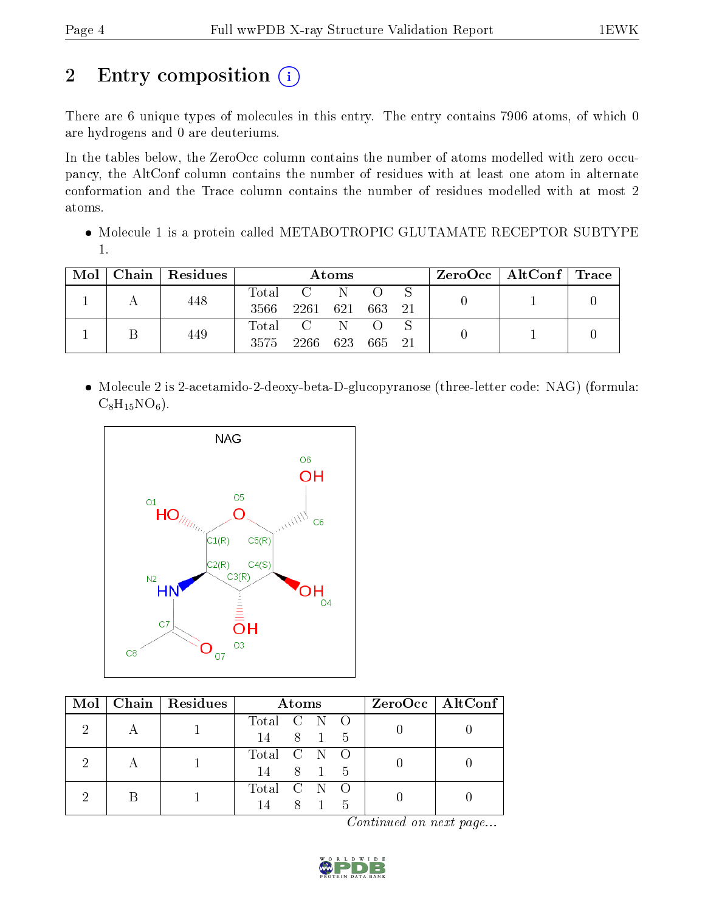# 2 Entry composition (i)

There are 6 unique types of molecules in this entry. The entry contains 7906 atoms, of which 0 are hydrogens and 0 are deuteriums.

In the tables below, the ZeroOcc column contains the number of atoms modelled with zero occupancy, the AltConf column contains the number of residues with at least one atom in alternate conformation and the Trace column contains the number of residues modelled with at most 2 atoms.

- Molecule 1 is a protein called METABOTROPIC GLUTAMATE RECEPTOR SUBTYPE 1.

| Mol | Chain | Residues | Atoms | | | | | ZeroOcc | AltConf | Trace |
|---|---|---|---|---|---|---|---|---|---|---|
| 1 | A | 448 | Total 3566 | C 2261 | N 621 | O 663 | S 21 | 0 | 1 | 0 |
| 1 | B | 449 | Total 3575 | C 2266 | N 623 | O 665 | S 21 | 0 | 1 | 0 |

- Molecule 2 is 2-acetamido-2-deoxy-beta-D-glucopyranose (three-letter code: NAG) (formula: $C_8H_{15}NO_6$).

| Mol | Chain | Residues | Atoms | | | | ZeroOcc | AltConf |
|---|---|---|---|---|---|---|---|---|
| 2 | A | 1 | Total 14 | C 8 | N 1 | O 5 | 0 | 0 |
| 2 | A | 1 | Total 14 | C 8 | N 1 | O 5 | 0 | 0 |
| 2 | B | 1 | Total 14 | C 8 | N 1 | O 5 | 0 | 0 |

*Continued on next page...*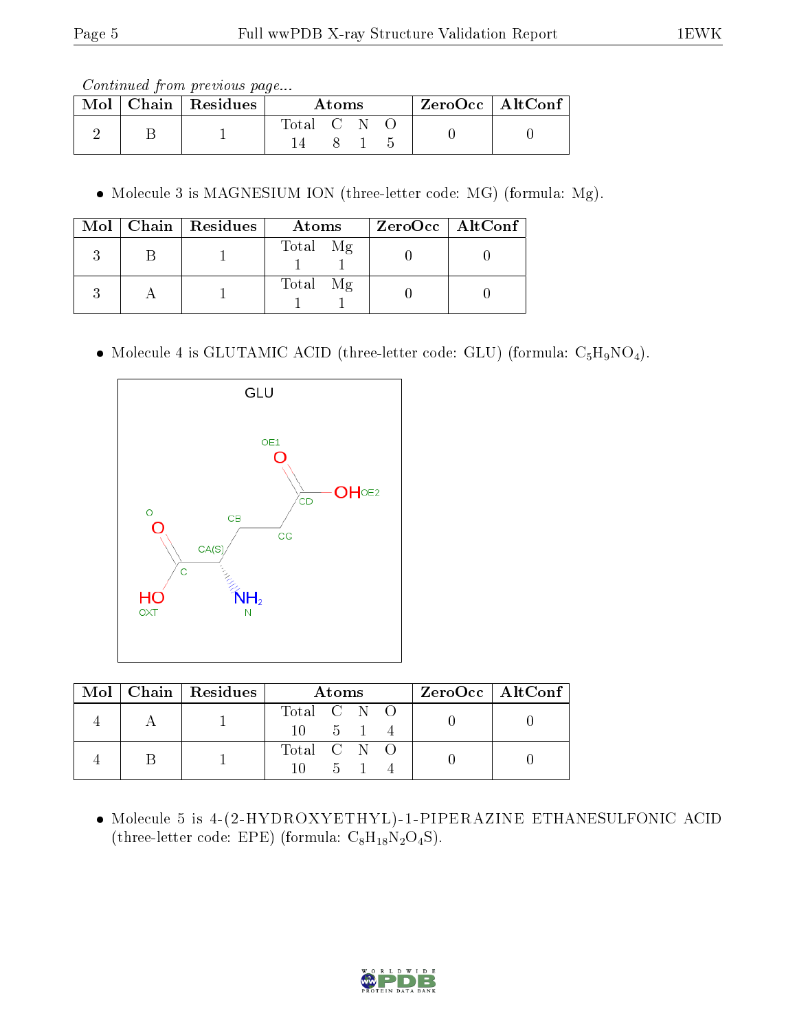*Continued from previous page...*

| Mol | Chain | Residues | Atoms | ZeroOcc | AltConf |
|---|---|---|---|---|---|
| 2 | B | 1 | Total C N O<br>14 8 1 5 | 0 | 0 |

- Molecule 3 is MAGNESIUM ION (three-letter code: MG) (formula: Mg).

| Mol | Chain | Residues | Atoms | ZeroOcc | AltConf |
|---|---|---|---|---|---|
| 3 | B | 1 | Total Mg<br>1 1 | 0 | 0 |
| 3 | A | 1 | Total Mg<br>1 1 | 0 | 0 |

- Molecule 4 is GLUTAMIC ACID (three-letter code: GLU) (formula: $C_5H_9NO_4$).

| Mol | Chain | Residues | Atoms | ZeroOcc | AltConf |
|---|---|---|---|---|---|
| 4 | A | 1 | Total C N O<br>10 5 1 4 | 0 | 0 |
| 4 | B | 1 | Total C N O<br>10 5 1 4 | 0 | 0 |

- Molecule 5 is 4-(2-HYDROXYETHYL)-1-PIPERAZINE ETHANESULFONIC ACID (three-letter code: EPE) (formula: $C_8H_{18}N_2O_4S$).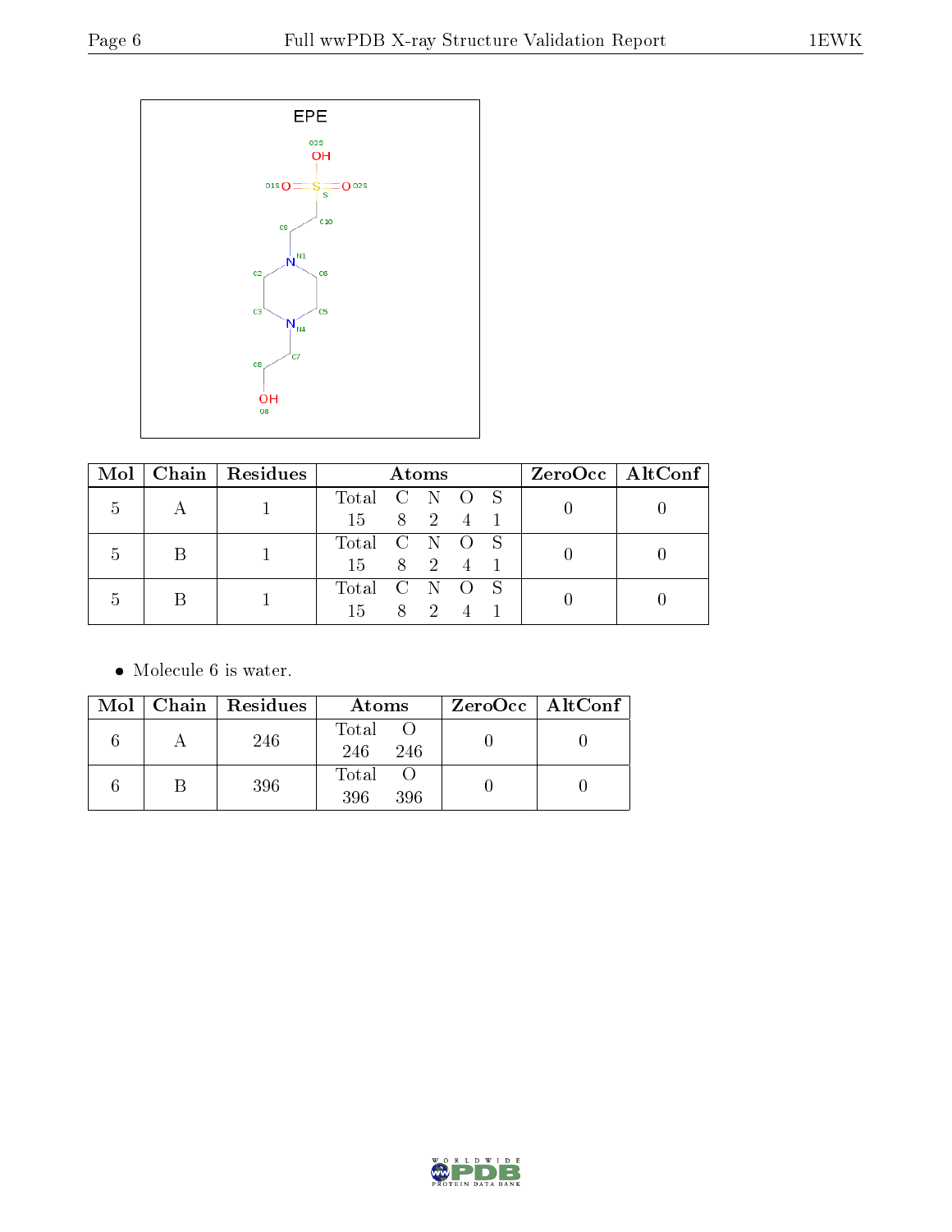EPE

| Mol | Chain | Residues | Atoms | ZeroOcc | AltConf |
|---|---|---|---|---|---|
| 5 | A | 1 | Total C N O S<br>15 8 2 4 1 | 0 | 0 |
| 5 | B | 1 | Total C N O S<br>15 8 2 4 1 | 0 | 0 |
| 5 | B | 1 | Total C N O S<br>15 8 2 4 1 | 0 | 0 |

- Molecule 6 is water.

| Mol | Chain | Residues | Atoms | ZeroOcc | AltConf |
|---|---|---|---|---|---|
| 6 | A | 246 | Total O<br>246 246 | 0 | 0 |
| 6 | B | 396 | Total O<br>396 396 | 0 | 0 |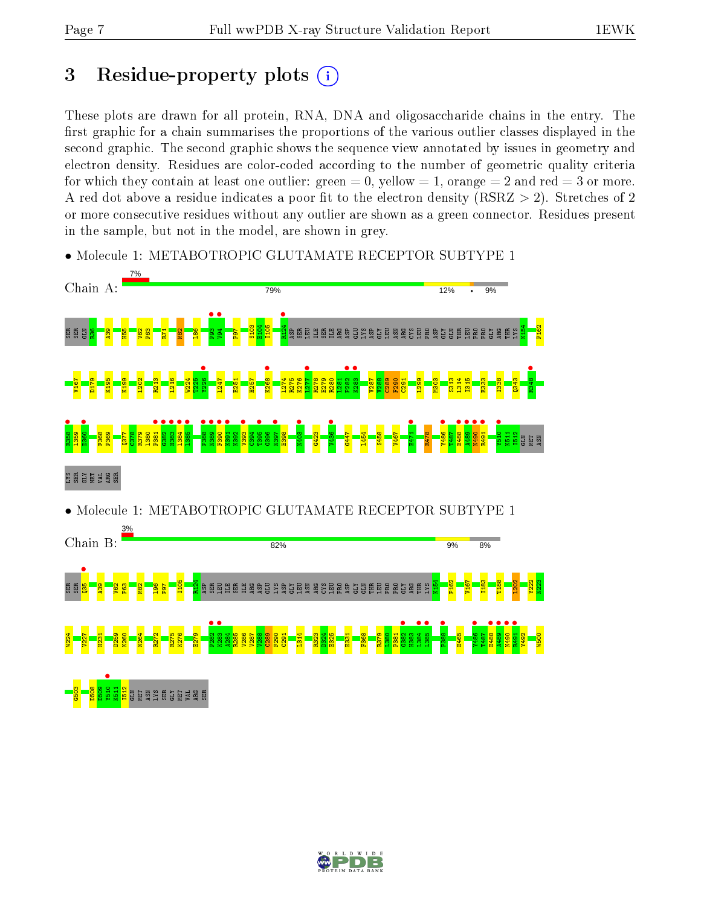# 3 Residue-property plots

These plots are drawn for all protein, RNA, DNA and oligosaccharide chains in the entry. The first graphic for a chain summarises the proportions of the various outlier classes displayed in the second graphic. The second graphic shows the sequence view annotated by issues in geometry and electron density. Residues are color-coded according to the number of geometric quality criteria for which they contain at least one outlier: green = 0, yellow = 1, orange = 2 and red = 3 or more. A red dot above a residue indicates a poor fit to the electron density (RSRZ > 2). Stretches of 2 or more consecutive residues without any outlier are shown as a green connector. Residues present in the sample, but not in the model, are shown in grey.

- Molecule 1: METABOTROPIC GLUTAMATE RECEPTOR SUBTYPE 1

Chain A: 7% | 79% | 12% | • | 9%

SER SER GLN R36 A39 H55 V62 P63 R71 M82 L86 P93 Y94 P97 S103 E104 I105 R124 ASP SER LEU ILE SER ILE ARG ASP GLU LYS ASP GLY LEU ASN ARG CYS LEU PRO ASP GLY GLN THR LEU PRO PRO GLY ARG THR LYS K154 P162 V167 D179 K195 K199 L202 R213 L216 W224 T225 Y226 L247 E251 H257 K268 L274 R275 K276 L277 R278 E279 R280 L281 P282 K283 V287 V288 C289 F290 C291 L299 M303 S313 L314 I315 E333 I338 Q343 R348 R358 L359 E360 F368 P369 Q377 C378 R379 L380 P381 G382 H383 L384 L385 P388 N389 F390 K391 K392 V393 C394 T395 G396 N397 E398 N403 G423 V436 G447 L454 S458 V467 E471 R478 Y486 T487 E488 A489 N490 R491 Y510 K511 I512 GLN MET ASN LYS SER GLY MET VAL ARG SER

- Molecule 1: METABOTROPIC GLUTAMATE RECEPTOR SUBTYPE 1

Chain B: 3% | 82% | 9% | 8%

SER SER Q35 A39 V62 P63 M82 L96 P97 I105 R124 ASP SER LEU ILE SER ILE ARG ASP GLU LYS ASP GLY LEU ASN ARG CYS LEU PRO ASP GLY GLN THR LEU PRO PRO GLY ARG THR LYS K154 P162 V167 I183 T188 L202 Y222 N223 W224 V227 H231 D259 K260 N264 R272 R275 K276 E279 P282 K283 A284 R285 V286 V287 V288 C289 F290 C291 L314 R323 D324 E325 E331 F368 R379 L380 P381 G382 H383 L384 L385 P388 E465 Y486 T487 E488 A489 N490 R491 Y492 W500 G503 D508 D509 Y510 K511 I512 GLN MET ASN LYS SER GLY MET VAL ARG SER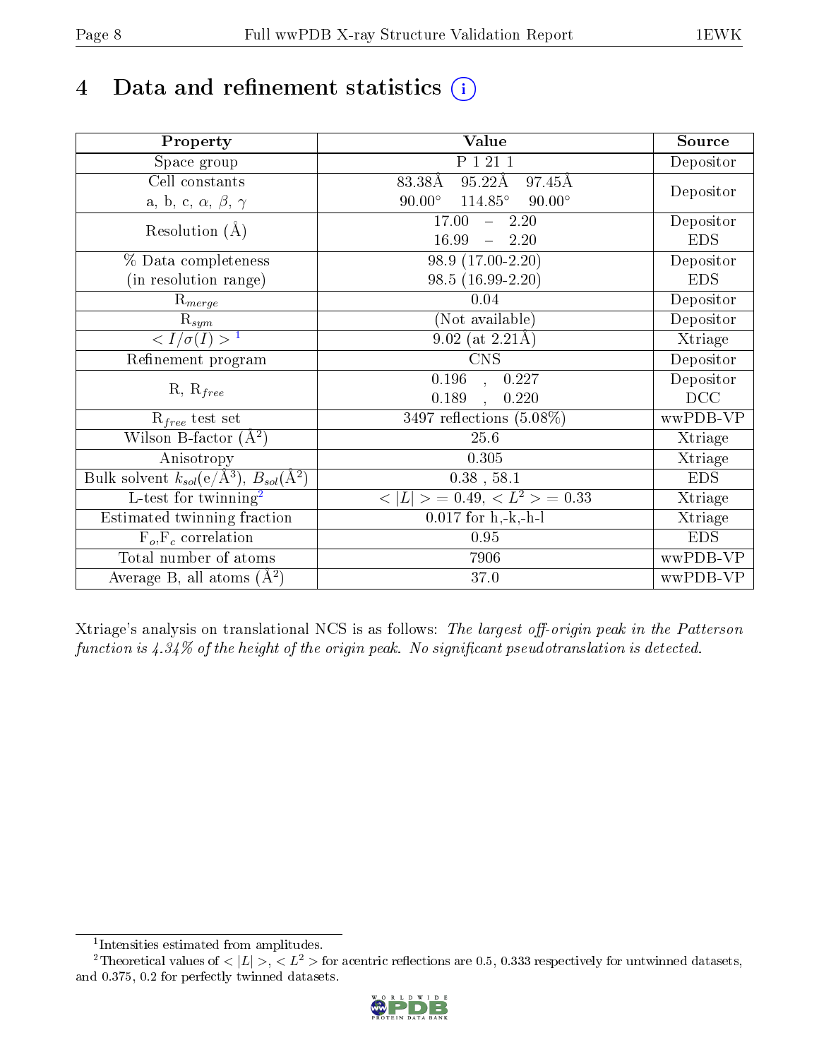# 4 Data and refinement statistics (i)

| Property | Value | Source |
|---|---|---|
| Space group | P 1 21 1 | Depositor |
| Cell constants<br>a, b, c, $\alpha$, $\beta$, $\gamma$ | 83.38Å 95.22Å 97.45Å<br>90.00° 114.85° 90.00° | Depositor |
| Resolution (Å) | 17.00 – 2.20<br>16.99 – 2.20 | Depositor<br>EDS |
| % Data completeness<br>(in resolution range) | 98.9 (17.00-2.20)<br>98.5 (16.99-2.20) | Depositor<br>EDS |
| $R_{merge}$ | 0.04 | Depositor |
| $R_{sym}$ | (Not available) | Depositor |
| $< I/\sigma(I) >$ [1] | 9.02 (at 2.21Å) | Xtriage |
| Refinement program | CNS | Depositor |
| R, $R_{free}$ | 0.196 , 0.227<br>0.189 , 0.220 | Depositor<br>DCC |
| $R_{free}$ test set | 3497 reflections (5.08%) | wwPDB-VP |
| Wilson B-factor (Å$^2$) | 25.6 | Xtriage |
| Anisotropy | 0.305 | Xtriage |
| Bulk solvent $k_{sol}$(e/Å$^3$), $B_{sol}$(Å$^2$) | 0.38 , 58.1 | EDS |
| L-test for twinning[2] | $< \|L\| >$ = 0.49, $< L^2 >$ = 0.33 | Xtriage |
| Estimated twinning fraction | 0.017 for h,-k,-h-l | Xtriage |
| $F_o$,$F_c$ correlation | 0.95 | EDS |
| Total number of atoms | 7906 | wwPDB-VP |
| Average B, all atoms (Å$^2$) | 37.0 | wwPDB-VP |

Xtriage's analysis on translational NCS is as follows: *The largest off-origin peak in the Patterson function is 4.34% of the height of the origin peak. No significant pseudotranslation is detected.*

[1] Intensities estimated from amplitudes.

[2] Theoretical values of $< |L| >$, $< L^2 >$ for acentric reflections are 0.5, 0.333 respectively for untwinned datasets, and 0.375, 0.2 for perfectly twinned datasets.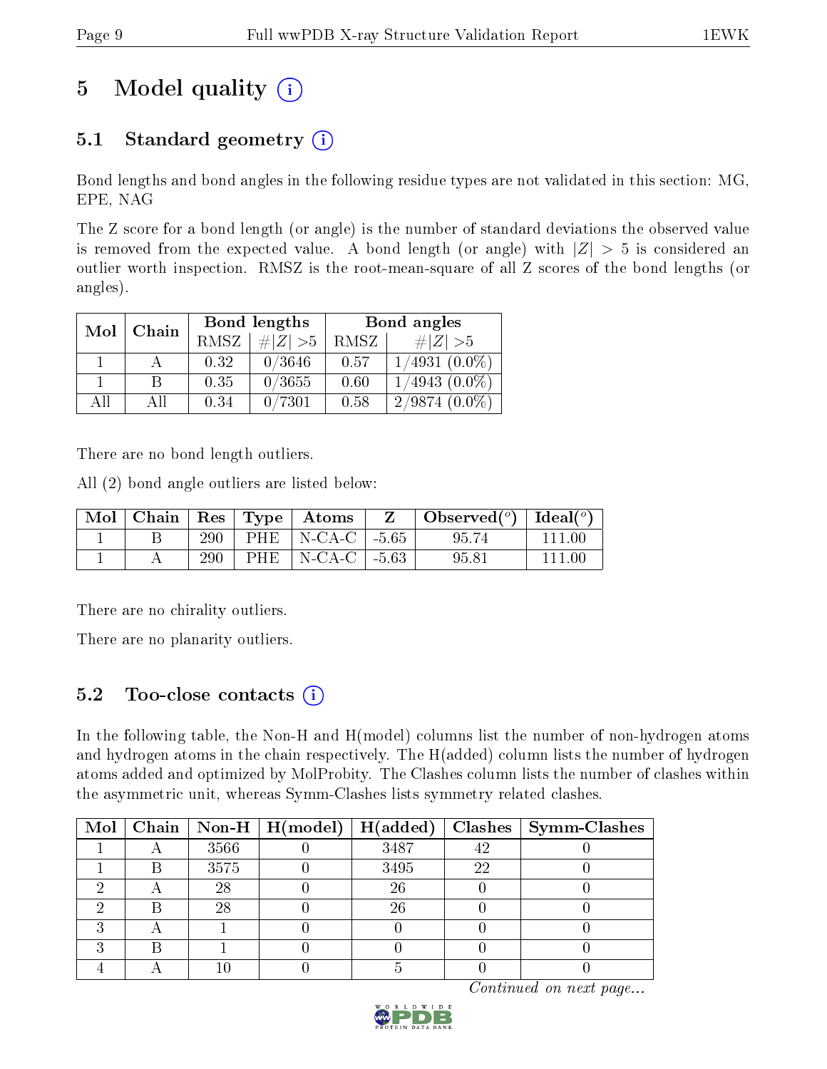# 5 Model quality (i)

## 5.1 Standard geometry (i)

Bond lengths and bond angles in the following residue types are not validated in this section: MG, EPE, NAG

The Z score for a bond length (or angle) is the number of standard deviations the observed value is removed from the expected value. A bond length (or angle) with $|Z| > 5$ is considered an outlier worth inspection. RMSZ is the root-mean-square of all Z scores of the bond lengths (or angles).

| Mol | Chain | Bond lengths | | Bond angles | |
|---|---|---|---|---|---|
| | | RMSZ | $\#|Z| > 5$ | RMSZ | $\#|Z| > 5$ |
| 1 | A | 0.32 | 0/3646 | 0.57 | 1/4931 (0.0%) |
| 1 | B | 0.35 | 0/3655 | 0.60 | 1/4943 (0.0%) |
| All | All | 0.34 | 0/7301 | 0.58 | 2/9874 (0.0%) |

There are no bond length outliers.

All (2) bond angle outliers are listed below:

| Mol | Chain | Res | Type | Atoms | Z | Observed(°) | Ideal(°) |
|---|---|---|---|---|---|---|---|
| 1 | B | 290 | PHE | N-CA-C | -5.65 | 95.74 | 111.00 |
| 1 | A | 290 | PHE | N-CA-C | -5.63 | 95.81 | 111.00 |

There are no chirality outliers.

There are no planarity outliers.

## 5.2 Too-close contacts (i)

In the following table, the Non-H and H(model) columns list the number of non-hydrogen atoms and hydrogen atoms in the chain respectively. The H(added) column lists the number of hydrogen atoms added and optimized by MolProbity. The Clashes column lists the number of clashes within the asymmetric unit, whereas Symm-Clashes lists symmetry related clashes.

| Mol | Chain | Non-H | H(model) | H(added) | Clashes | Symm-Clashes |
|---|---|---|---|---|---|---|
| 1 | A | 3566 | 0 | 3487 | 42 | 0 |
| 1 | B | 3575 | 0 | 3495 | 22 | 0 |
| 2 | A | 28 | 0 | 26 | 0 | 0 |
| 2 | B | 28 | 0 | 26 | 0 | 0 |
| 3 | A | 1 | 0 | 0 | 0 | 0 |
| 3 | B | 1 | 0 | 0 | 0 | 0 |
| 4 | A | 10 | 0 | 5 | 0 | 0 |

*Continued on next page...*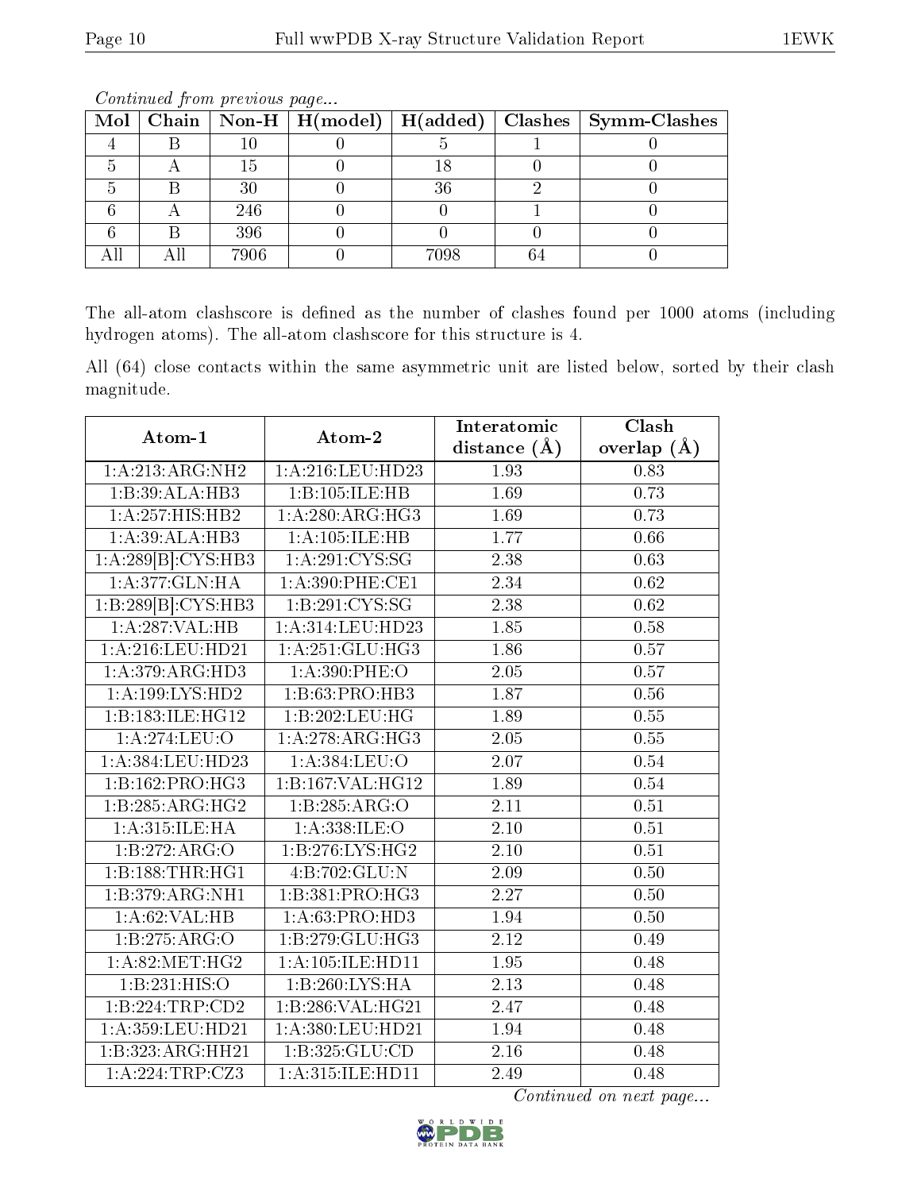*Continued from previous page...*

| Mol | Chain | Non-H | H(model) | H(added) | Clashes | Symm-Clashes |
|---|---|---|---|---|---|---|
| 4 | B | 10 | 0 | 5 | 1 | 0 |
| 5 | A | 15 | 0 | 18 | 0 | 0 |
| 5 | B | 30 | 0 | 36 | 2 | 0 |
| 6 | A | 246 | 0 | 0 | 1 | 0 |
| 6 | B | 396 | 0 | 0 | 0 | 0 |
| All | All | 7906 | 0 | 7098 | 64 | 0 |

The all-atom clashscore is defined as the number of clashes found per 1000 atoms (including hydrogen atoms). The all-atom clashscore for this structure is 4.

All (64) close contacts within the same asymmetric unit are listed below, sorted by their clash magnitude.

| Atom-1 | Atom-2 | Interatomic distance (Å) | Clash overlap (Å) |
|---|---|---|---|
| 1:A:213:ARG:NH2 | 1:A:216:LEU:HD23 | 1.93 | 0.83 |
| 1:B:39:ALA:HB3 | 1:B:105:ILE:HB | 1.69 | 0.73 |
| 1:A:257:HIS:HB2 | 1:A:280:ARG:HG3 | 1.69 | 0.73 |
| 1:A:39:ALA:HB3 | 1:A:105:ILE:HB | 1.77 | 0.66 |
| 1:A:289[B]:CYS:HB3 | 1:A:291:CYS:SG | 2.38 | 0.63 |
| 1:A:377:GLN:HA | 1:A:390:PHE:CE1 | 2.34 | 0.62 |
| 1:B:289[B]:CYS:HB3 | 1:B:291:CYS:SG | 2.38 | 0.62 |
| 1:A:287:VAL:HB | 1:A:314:LEU:HD23 | 1.85 | 0.58 |
| 1:A:216:LEU:HD21 | 1:A:251:GLU:HG3 | 1.86 | 0.57 |
| 1:A:379:ARG:HD3 | 1:A:390:PHE:O | 2.05 | 0.57 |
| 1:A:199:LYS:HD2 | 1:B:63:PRO:HB3 | 1.87 | 0.56 |
| 1:B:183:ILE:HG12 | 1:B:202:LEU:HG | 1.89 | 0.55 |
| 1:A:274:LEU:O | 1:A:278:ARG:HG3 | 2.05 | 0.55 |
| 1:A:384:LEU:HD23 | 1:A:384:LEU:O | 2.07 | 0.54 |
| 1:B:162:PRO:HG3 | 1:B:167:VAL:HG12 | 1.89 | 0.54 |
| 1:B:285:ARG:HG2 | 1:B:285:ARG:O | 2.11 | 0.51 |
| 1:A:315:ILE:HA | 1:A:338:ILE:O | 2.10 | 0.51 |
| 1:B:272:ARG:O | 1:B:276:LYS:HG2 | 2.10 | 0.51 |
| 1:B:188:THR:HG1 | 4:B:702:GLU:N | 2.09 | 0.50 |
| 1:B:379:ARG:NH1 | 1:B:381:PRO:HG3 | 2.27 | 0.50 |
| 1:A:62:VAL:HB | 1:A:63:PRO:HD3 | 1.94 | 0.50 |
| 1:B:275:ARG:O | 1:B:279:GLU:HG3 | 2.12 | 0.49 |
| 1:A:82:MET:HG2 | 1:A:105:ILE:HD11 | 1.95 | 0.48 |
| 1:B:231:HIS:O | 1:B:260:LYS:HA | 2.13 | 0.48 |
| 1:B:224:TRP:CD2 | 1:B:286:VAL:HG21 | 2.47 | 0.48 |
| 1:A:359:LEU:HD21 | 1:A:380:LEU:HD21 | 1.94 | 0.48 |
| 1:B:323:ARG:HH21 | 1:B:325:GLU:CD | 2.16 | 0.48 |
| 1:A:224:TRP:CZ3 | 1:A:315:ILE:HD11 | 2.49 | 0.48 |

*Continued on next page...*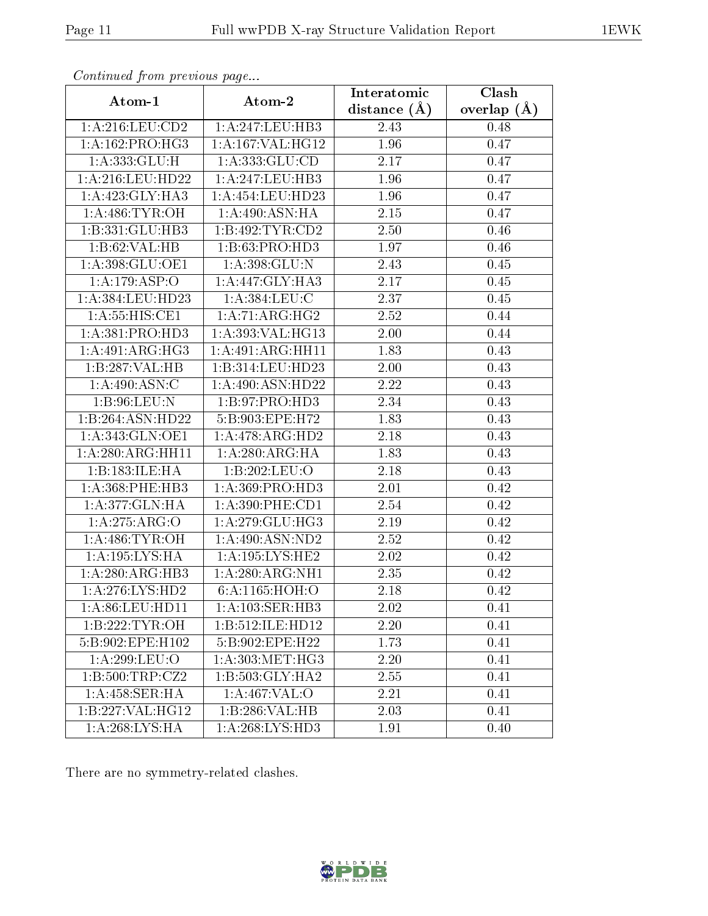*Continued from previous page...*

| Atom-1 | Atom-2 | Interatomic distance (Å) | Clash overlap (Å) |
|---|---|---|---|
| 1:A:216:LEU:CD2 | 1:A:247:LEU:HB3 | 2.43 | 0.48 |
| 1:A:162:PRO:HG3 | 1:A:167:VAL:HG12 | 1.96 | 0.47 |
| 1:A:333:GLU:H | 1:A:333:GLU:CD | 2.17 | 0.47 |
| 1:A:216:LEU:HD22 | 1:A:247:LEU:HB3 | 1.96 | 0.47 |
| 1:A:423:GLY:HA3 | 1:A:454:LEU:HD23 | 1.96 | 0.47 |
| 1:A:486:TYR:OH | 1:A:490:ASN:HA | 2.15 | 0.47 |
| 1:B:331:GLU:HB3 | 1:B:492:TYR:CD2 | 2.50 | 0.46 |
| 1:B:62:VAL:HB | 1:B:63:PRO:HD3 | 1.97 | 0.46 |
| 1:A:398:GLU:OE1 | 1:A:398:GLU:N | 2.43 | 0.45 |
| 1:A:179:ASP:O | 1:A:447:GLY:HA3 | 2.17 | 0.45 |
| 1:A:384:LEU:HD23 | 1:A:384:LEU:C | 2.37 | 0.45 |
| 1:A:55:HIS:CE1 | 1:A:71:ARG:HG2 | 2.52 | 0.44 |
| 1:A:381:PRO:HD3 | 1:A:393:VAL:HG13 | 2.00 | 0.44 |
| 1:A:491:ARG:HG3 | 1:A:491:ARG:HH11 | 1.83 | 0.43 |
| 1:B:287:VAL:HB | 1:B:314:LEU:HD23 | 2.00 | 0.43 |
| 1:A:490:ASN:C | 1:A:490:ASN:HD22 | 2.22 | 0.43 |
| 1:B:96:LEU:N | 1:B:97:PRO:HD3 | 2.34 | 0.43 |
| 1:B:264:ASN:HD22 | 5:B:903:EPE:H72 | 1.83 | 0.43 |
| 1:A:343:GLN:OE1 | 1:A:478:ARG:HD2 | 2.18 | 0.43 |
| 1:A:280:ARG:HH11 | 1:A:280:ARG:HA | 1.83 | 0.43 |
| 1:B:183:ILE:HA | 1:B:202:LEU:O | 2.18 | 0.43 |
| 1:A:368:PHE:HB3 | 1:A:369:PRO:HD3 | 2.01 | 0.42 |
| 1:A:377:GLN:HA | 1:A:390:PHE:CD1 | 2.54 | 0.42 |
| 1:A:275:ARG:O | 1:A:279:GLU:HG3 | 2.19 | 0.42 |
| 1:A:486:TYR:OH | 1:A:490:ASN:ND2 | 2.52 | 0.42 |
| 1:A:195:LYS:HA | 1:A:195:LYS:HE2 | 2.02 | 0.42 |
| 1:A:280:ARG:HB3 | 1:A:280:ARG:NH1 | 2.35 | 0.42 |
| 1:A:276:LYS:HD2 | 6:A:1165:HOH:O | 2.18 | 0.42 |
| 1:A:86:LEU:HD11 | 1:A:103:SER:HB3 | 2.02 | 0.41 |
| 1:B:222:TYR:OH | 1:B:512:ILE:HD12 | 2.20 | 0.41 |
| 5:B:902:EPE:H102 | 5:B:902:EPE:H22 | 1.73 | 0.41 |
| 1:A:299:LEU:O | 1:A:303:MET:HG3 | 2.20 | 0.41 |
| 1:B:500:TRP:CZ2 | 1:B:503:GLY:HA2 | 2.55 | 0.41 |
| 1:A:458:SER:HA | 1:A:467:VAL:O | 2.21 | 0.41 |
| 1:B:227:VAL:HG12 | 1:B:286:VAL:HB | 2.03 | 0.41 |
| 1:A:268:LYS:HA | 1:A:268:LYS:HD3 | 1.91 | 0.40 |

There are no symmetry-related clashes.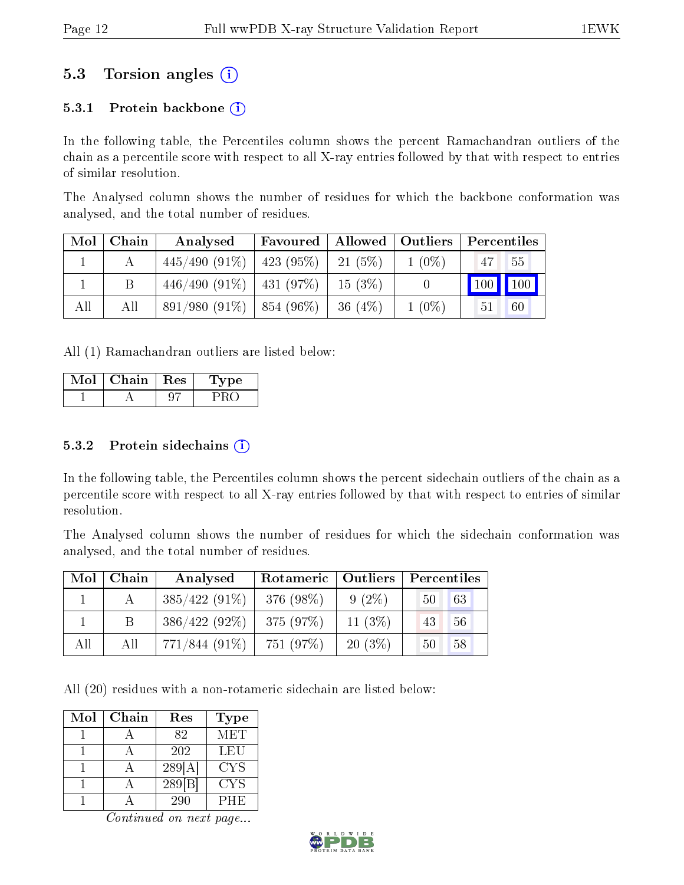## 5.3 Torsion angles (i)

### 5.3.1 Protein backbone (i)

In the following table, the Percentiles column shows the percent Ramachandran outliers of the chain as a percentile score with respect to all X-ray entries followed by that with respect to entries of similar resolution.

The Analysed column shows the number of residues for which the backbone conformation was analysed, and the total number of residues.

| Mol | Chain | Analysed | Favoured | Allowed | Outliers | Percentiles | |
|---|---|---|---|---|---|---|---|
| 1 | A | 445/490 (91%) | 423 (95%) | 21 (5%) | 1 (0%) | 47 | 55 |
| 1 | B | 446/490 (91%) | 431 (97%) | 15 (3%) | 0 | 100 | 100 |
| All | All | 891/980 (91%) | 854 (96%) | 36 (4%) | 1 (0%) | 51 | 60 |

All (1) Ramachandran outliers are listed below:

| Mol | Chain | Res | Type |
|---|---|---|---|
| 1 | A | 97 | PRO |

### 5.3.2 Protein sidechains (i)

In the following table, the Percentiles column shows the percent sidechain outliers of the chain as a percentile score with respect to all X-ray entries followed by that with respect to entries of similar resolution.

The Analysed column shows the number of residues for which the sidechain conformation was analysed, and the total number of residues.

| Mol | Chain | Analysed | Rotameric | Outliers | Percentiles | |
|---|---|---|---|---|---|---|
| 1 | A | 385/422 (91%) | 376 (98%) | 9 (2%) | 50 | 63 |
| 1 | B | 386/422 (92%) | 375 (97%) | 11 (3%) | 43 | 56 |
| All | All | 771/844 (91%) | 751 (97%) | 20 (3%) | 50 | 58 |

All (20) residues with a non-rotameric sidechain are listed below:

| Mol | Chain | Res | Type |
|---|---|---|---|
| 1 | A | 82 | MET |
| 1 | A | 202 | LEU |
| 1 | A | 289[A] | CYS |
| 1 | A | 289[B] | CYS |
| 1 | A | 290 | PHE |

*Continued on next page...*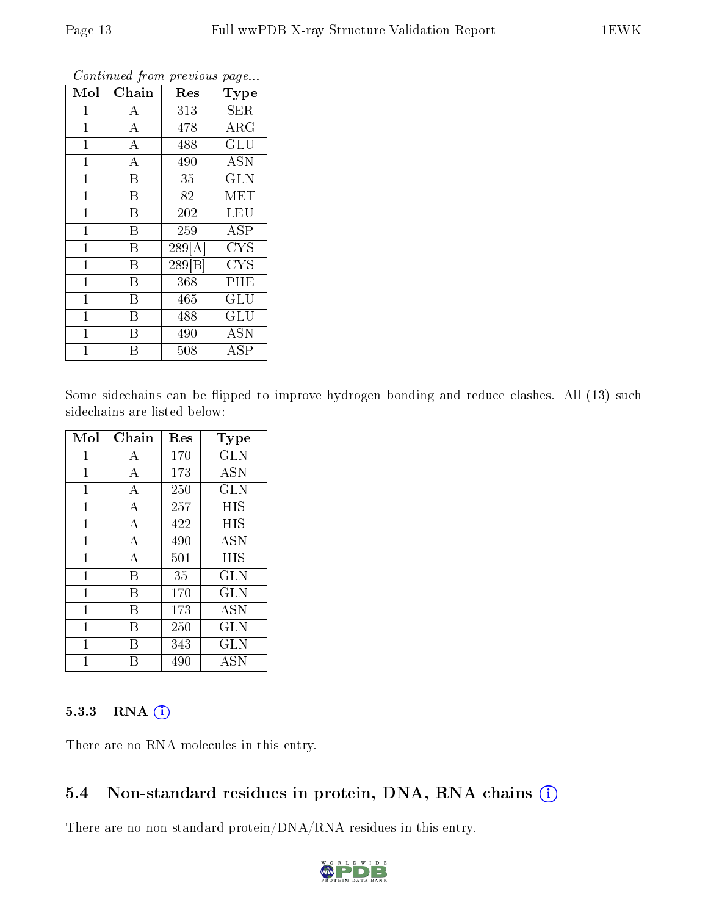*Continued from previous page...*

| Mol | Chain | Res | Type |
|---|---|---|---|
| 1 | A | 313 | SER |
| 1 | A | 478 | ARG |
| 1 | A | 488 | GLU |
| 1 | A | 490 | ASN |
| 1 | B | 35 | GLN |
| 1 | B | 82 | MET |
| 1 | B | 202 | LEU |
| 1 | B | 259 | ASP |
| 1 | B | 289[A] | CYS |
| 1 | B | 289[B] | CYS |
| 1 | B | 368 | PHE |
| 1 | B | 465 | GLU |
| 1 | B | 488 | GLU |
| 1 | B | 490 | ASN |
| 1 | B | 508 | ASP |

Some sidechains can be flipped to improve hydrogen bonding and reduce clashes. All (13) such sidechains are listed below:

| Mol | Chain | Res | Type |
|---|---|---|---|
| 1 | A | 170 | GLN |
| 1 | A | 173 | ASN |
| 1 | A | 250 | GLN |
| 1 | A | 257 | HIS |
| 1 | A | 422 | HIS |
| 1 | A | 490 | ASN |
| 1 | A | 501 | HIS |
| 1 | B | 35 | GLN |
| 1 | B | 170 | GLN |
| 1 | B | 173 | ASN |
| 1 | B | 250 | GLN |
| 1 | B | 343 | GLN |
| 1 | B | 490 | ASN |

### 5.3.3 RNA (i)

There are no RNA molecules in this entry.

## 5.4 Non-standard residues in protein, DNA, RNA chains (i)

There are no non-standard protein/DNA/RNA residues in this entry.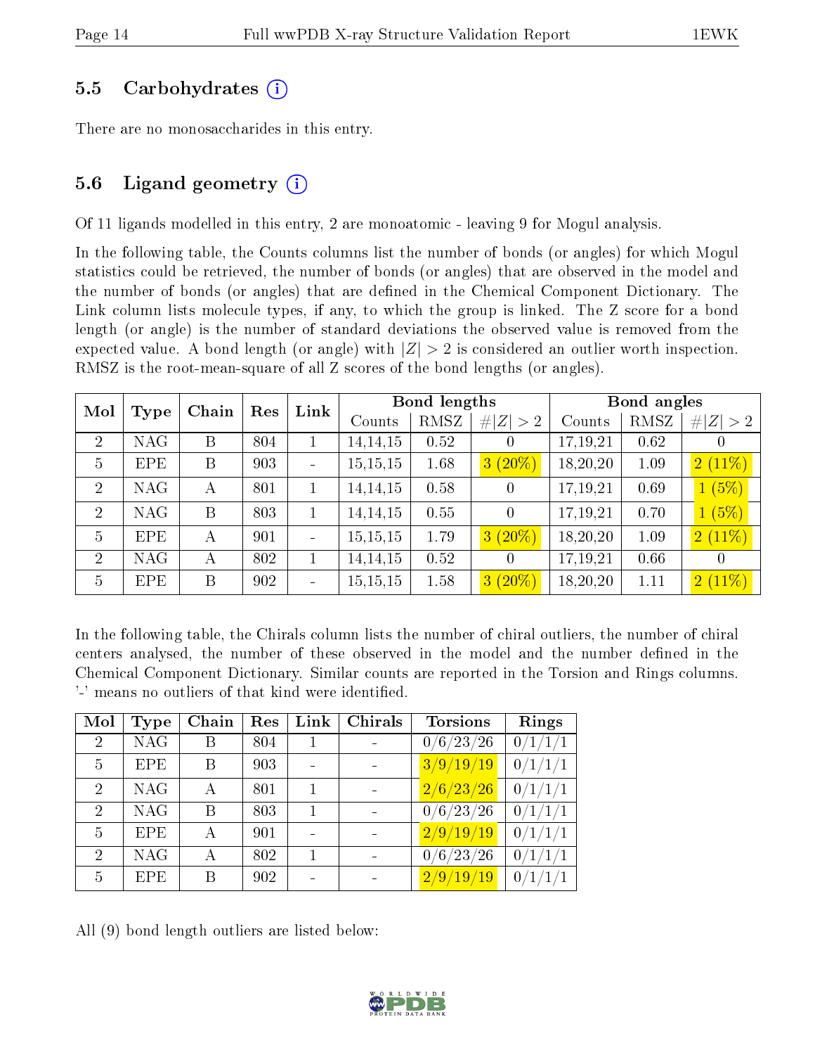## 5.5 Carbohydrates

There are no monosaccharides in this entry.

## 5.6 Ligand geometry

Of 11 ligands modelled in this entry, 2 are monoatomic - leaving 9 for Mogul analysis.

In the following table, the Counts columns list the number of bonds (or angles) for which Mogul statistics could be retrieved, the number of bonds (or angles) that are observed in the model and the number of bonds (or angles) that are defined in the Chemical Component Dictionary. The Link column lists molecule types, if any, to which the group is linked. The Z score for a bond length (or angle) is the number of standard deviations the observed value is removed from the expected value. A bond length (or angle) with $|Z| > 2$ is considered an outlier worth inspection. RMSZ is the root-mean-square of all Z scores of the bond lengths (or angles).

| Mol | Type | Chain | Res | Link | Bond lengths | | | Bond angles | | |
|---|---|---|---|---|---|---|---|---|---|---|
| | | | | | Counts | RMSZ | $\#\lvert Z\rvert > 2$ | Counts | RMSZ | $\#\lvert Z\rvert > 2$ |
| 2 | NAG | B | 804 | 1 | 14,14,15 | 0.52 | 0 | 17,19,21 | 0.62 | 0 |
| 5 | EPE | B | 903 | - | 15,15,15 | 1.68 | 3 (20%) | 18,20,20 | 1.09 | 2 (11%) |
| 2 | NAG | A | 801 | 1 | 14,14,15 | 0.58 | 0 | 17,19,21 | 0.69 | 1 (5%) |
| 2 | NAG | B | 803 | 1 | 14,14,15 | 0.55 | 0 | 17,19,21 | 0.70 | 1 (5%) |
| 5 | EPE | A | 901 | - | 15,15,15 | 1.79 | 3 (20%) | 18,20,20 | 1.09 | 2 (11%) |
| 2 | NAG | A | 802 | 1 | 14,14,15 | 0.52 | 0 | 17,19,21 | 0.66 | 0 |
| 5 | EPE | B | 902 | - | 15,15,15 | 1.58 | 3 (20%) | 18,20,20 | 1.11 | 2 (11%) |

In the following table, the Chirals column lists the number of chiral outliers, the number of chiral centers analysed, the number of these observed in the model and the number defined in the Chemical Component Dictionary. Similar counts are reported in the Torsion and Rings columns. '-' means no outliers of that kind were identified.

| Mol | Type | Chain | Res | Link | Chirals | Torsions | Rings |
|---|---|---|---|---|---|---|---|
| 2 | NAG | B | 804 | 1 | - | 0/6/23/26 | 0/1/1/1 |
| 5 | EPE | B | 903 | - | - | 3/9/19/19 | 0/1/1/1 |
| 2 | NAG | A | 801 | 1 | - | 2/6/23/26 | 0/1/1/1 |
| 2 | NAG | B | 803 | 1 | - | 0/6/23/26 | 0/1/1/1 |
| 5 | EPE | A | 901 | - | - | 2/9/19/19 | 0/1/1/1 |
| 2 | NAG | A | 802 | 1 | - | 0/6/23/26 | 0/1/1/1 |
| 5 | EPE | B | 902 | - | - | 2/9/19/19 | 0/1/1/1 |

All (9) bond length outliers are listed below: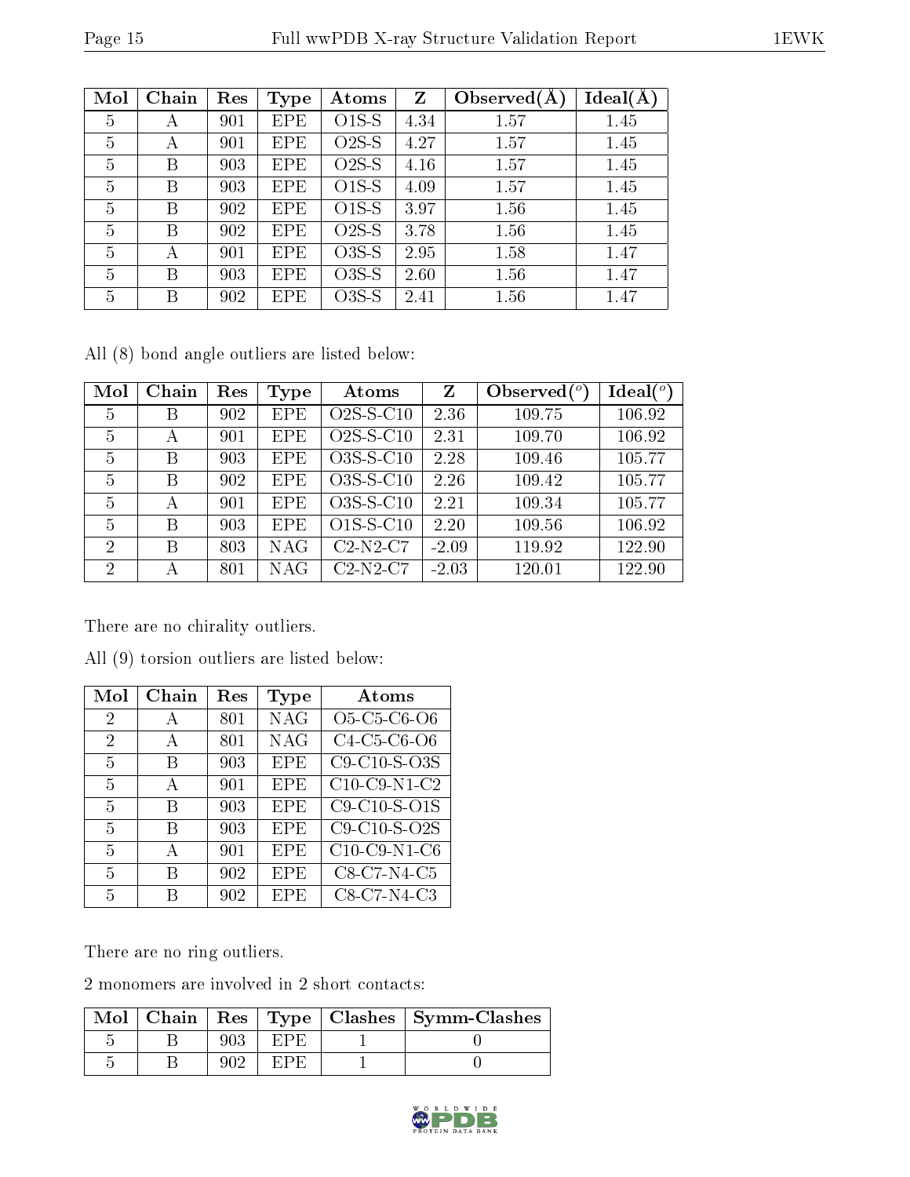| Mol | Chain | Res | Type | Atoms | Z | Observed(Å) | Ideal(Å) |
|---|---|---|---|---|---|---|---|
| 5 | A | 901 | EPE | O1S-S | 4.34 | 1.57 | 1.45 |
| 5 | A | 901 | EPE | O2S-S | 4.27 | 1.57 | 1.45 |
| 5 | B | 903 | EPE | O2S-S | 4.16 | 1.57 | 1.45 |
| 5 | B | 903 | EPE | O1S-S | 4.09 | 1.57 | 1.45 |
| 5 | B | 902 | EPE | O1S-S | 3.97 | 1.56 | 1.45 |
| 5 | B | 902 | EPE | O2S-S | 3.78 | 1.56 | 1.45 |
| 5 | A | 901 | EPE | O3S-S | 2.95 | 1.58 | 1.47 |
| 5 | B | 903 | EPE | O3S-S | 2.60 | 1.56 | 1.47 |
| 5 | B | 902 | EPE | O3S-S | 2.41 | 1.56 | 1.47 |

All (8) bond angle outliers are listed below:

| Mol | Chain | Res | Type | Atoms | Z | Observed(°) | Ideal(°) |
|---|---|---|---|---|---|---|---|
| 5 | B | 902 | EPE | O2S-S-C10 | 2.36 | 109.75 | 106.92 |
| 5 | A | 901 | EPE | O2S-S-C10 | 2.31 | 109.70 | 106.92 |
| 5 | B | 903 | EPE | O3S-S-C10 | 2.28 | 109.46 | 105.77 |
| 5 | B | 902 | EPE | O3S-S-C10 | 2.26 | 109.42 | 105.77 |
| 5 | A | 901 | EPE | O3S-S-C10 | 2.21 | 109.34 | 105.77 |
| 5 | B | 903 | EPE | O1S-S-C10 | 2.20 | 109.56 | 106.92 |
| 2 | B | 803 | NAG | C2-N2-C7 | -2.09 | 119.92 | 122.90 |
| 2 | A | 801 | NAG | C2-N2-C7 | -2.03 | 120.01 | 122.90 |

There are no chirality outliers.

All (9) torsion outliers are listed below:

| Mol | Chain | Res | Type | Atoms |
|---|---|---|---|---|
| 2 | A | 801 | NAG | O5-C5-C6-O6 |
| 2 | A | 801 | NAG | C4-C5-C6-O6 |
| 5 | B | 903 | EPE | C9-C10-S-O3S |
| 5 | A | 901 | EPE | C10-C9-N1-C2 |
| 5 | B | 903 | EPE | C9-C10-S-O1S |
| 5 | B | 903 | EPE | C9-C10-S-O2S |
| 5 | A | 901 | EPE | C10-C9-N1-C6 |
| 5 | B | 902 | EPE | C8-C7-N4-C5 |
| 5 | B | 902 | EPE | C8-C7-N4-C3 |

There are no ring outliers.

2 monomers are involved in 2 short contacts:

| Mol | Chain | Res | Type | Clashes | Symm-Clashes |
|---|---|---|---|---|---|
| 5 | B | 903 | EPE | 1 | 0 |
| 5 | B | 902 | EPE | 1 | 0 |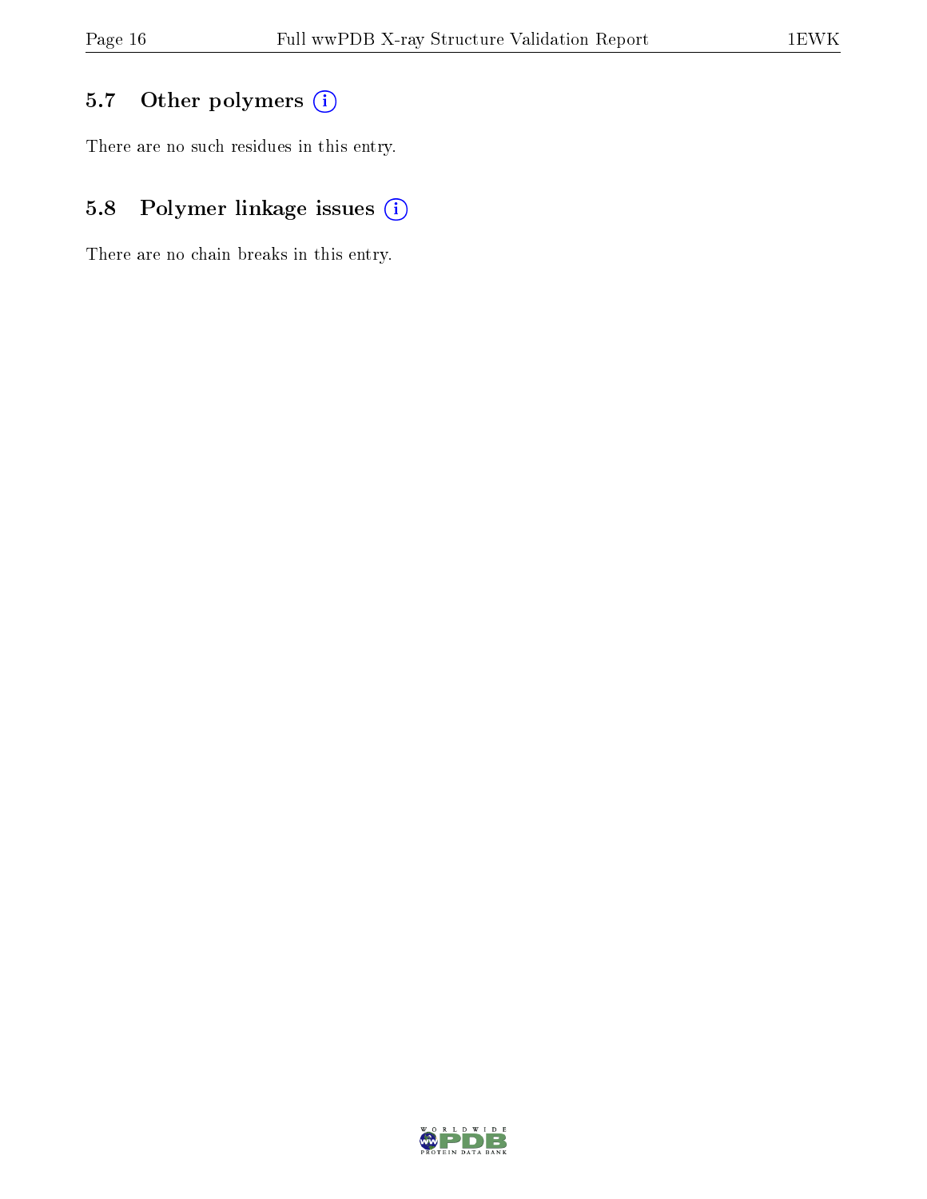### 5.7 Other polymers

There are no such residues in this entry.

### 5.8 Polymer linkage issues

There are no chain breaks in this entry.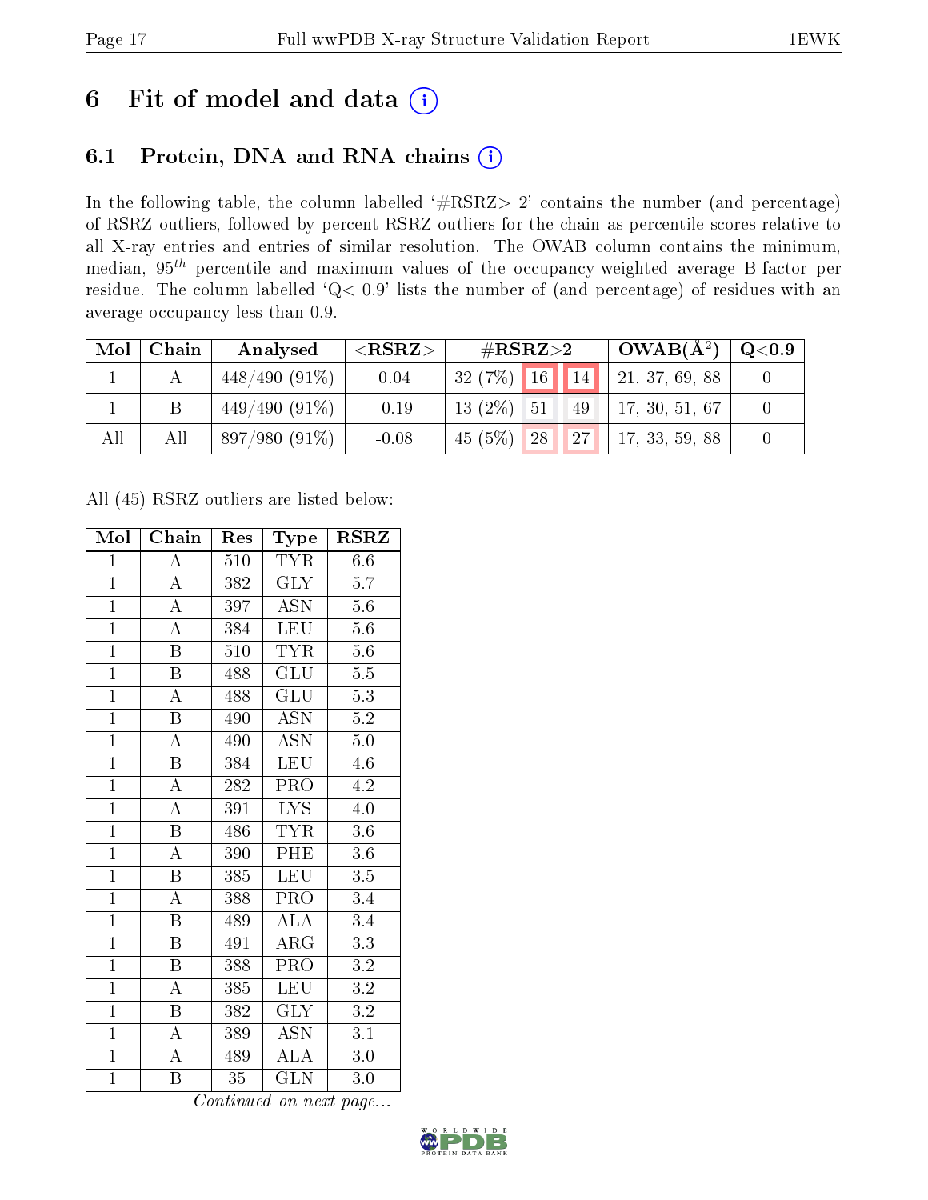# 6 Fit of model and data (i)

## 6.1 Protein, DNA and RNA chains (i)

In the following table, the column labelled '#RSRZ> 2' contains the number (and percentage) of RSRZ outliers, followed by percent RSRZ outliers for the chain as percentile scores relative to all X-ray entries and entries of similar resolution. The OWAB column contains the minimum, median, $95^{th}$ percentile and maximum values of the occupancy-weighted average B-factor per residue. The column labelled 'Q< 0.9' lists the number of (and percentage) of residues with an average occupancy less than 0.9.

| Mol | Chain | Analysed | <RSRZ> | #RSRZ>2 | | | OWAB(Å$^2$) | Q<0.9 |
|---|---|---|---|---|---|---|---|---|
| 1 | A | 448/490 (91%) | 0.04 | 32 (7%) | 16 | 14 | 21, 37, 69, 88 | 0 |
| 1 | B | 449/490 (91%) | -0.19 | 13 (2%) | 51 | 49 | 17, 30, 51, 67 | 0 |
| All | All | 897/980 (91%) | -0.08 | 45 (5%) | 28 | 27 | 17, 33, 59, 88 | 0 |

All (45) RSRZ outliers are listed below:

| Mol | Chain | Res | Type | RSRZ |
|---|---|---|---|---|
| 1 | A | 510 | TYR | 6.6 |
| 1 | A | 382 | GLY | 5.7 |
| 1 | A | 397 | ASN | 5.6 |
| 1 | A | 384 | LEU | 5.6 |
| 1 | B | 510 | TYR | 5.6 |
| 1 | B | 488 | GLU | 5.5 |
| 1 | A | 488 | GLU | 5.3 |
| 1 | B | 490 | ASN | 5.2 |
| 1 | A | 490 | ASN | 5.0 |
| 1 | B | 384 | LEU | 4.6 |
| 1 | A | 282 | PRO | 4.2 |
| 1 | A | 391 | LYS | 4.0 |
| 1 | B | 486 | TYR | 3.6 |
| 1 | A | 390 | PHE | 3.6 |
| 1 | B | 385 | LEU | 3.5 |
| 1 | A | 388 | PRO | 3.4 |
| 1 | B | 489 | ALA | 3.4 |
| 1 | B | 491 | ARG | 3.3 |
| 1 | B | 388 | PRO | 3.2 |
| 1 | A | 385 | LEU | 3.2 |
| 1 | B | 382 | GLY | 3.2 |
| 1 | A | 389 | ASN | 3.1 |
| 1 | A | 489 | ALA | 3.0 |
| 1 | B | 35 | GLN | 3.0 |

*Continued on next page...*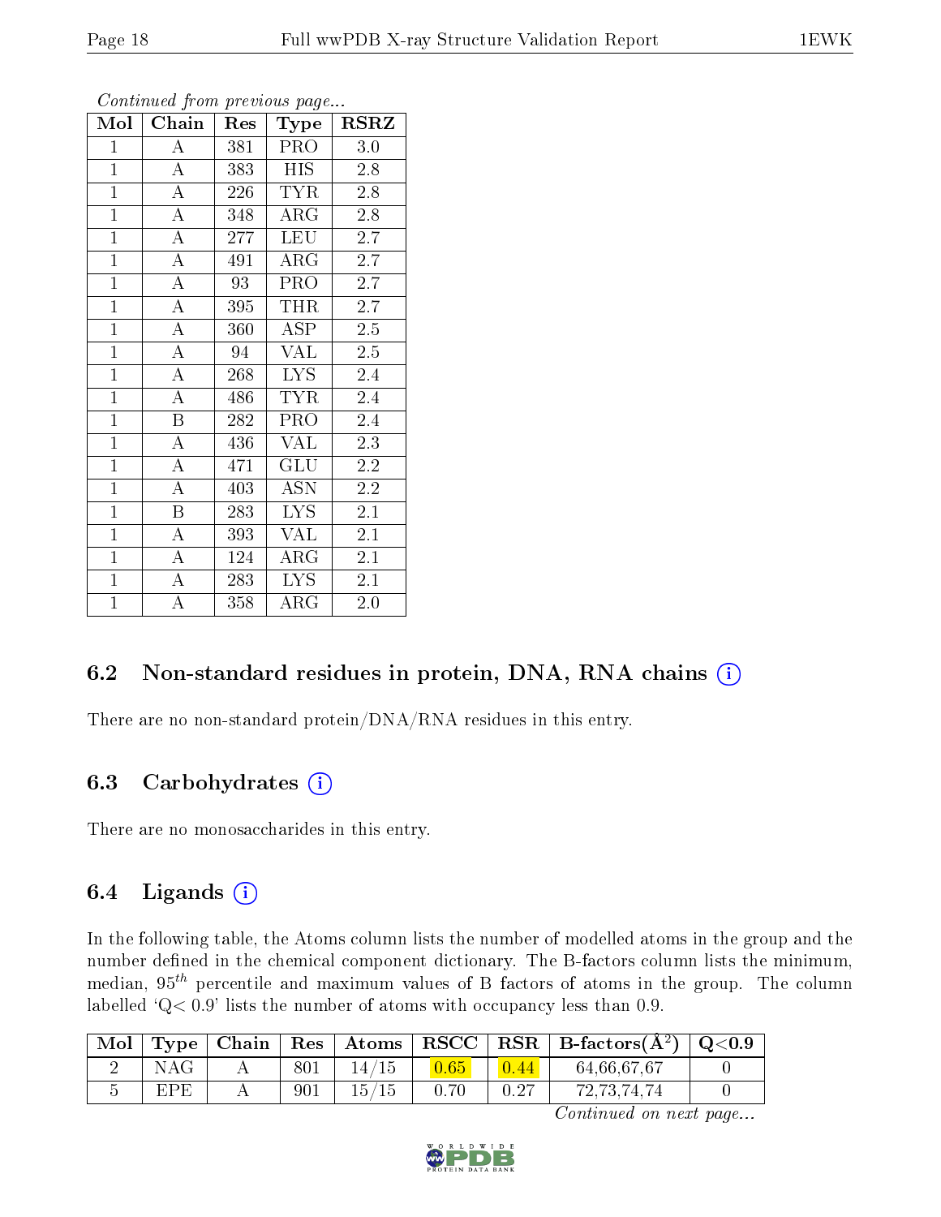*Continued from previous page...*

| Mol | Chain | Res | Type | RSRZ |
|---|---|---|---|---|
| 1 | A | 381 | PRO | 3.0 |
| 1 | A | 383 | HIS | 2.8 |
| 1 | A | 226 | TYR | 2.8 |
| 1 | A | 348 | ARG | 2.8 |
| 1 | A | 277 | LEU | 2.7 |
| 1 | A | 491 | ARG | 2.7 |
| 1 | A | 93 | PRO | 2.7 |
| 1 | A | 395 | THR | 2.7 |
| 1 | A | 360 | ASP | 2.5 |
| 1 | A | 94 | VAL | 2.5 |
| 1 | A | 268 | LYS | 2.4 |
| 1 | A | 486 | TYR | 2.4 |
| 1 | B | 282 | PRO | 2.4 |
| 1 | A | 436 | VAL | 2.3 |
| 1 | A | 471 | GLU | 2.2 |
| 1 | A | 403 | ASN | 2.2 |
| 1 | B | 283 | LYS | 2.1 |
| 1 | A | 393 | VAL | 2.1 |
| 1 | A | 124 | ARG | 2.1 |
| 1 | A | 283 | LYS | 2.1 |
| 1 | A | 358 | ARG | 2.0 |

### 6.2 Non-standard residues in protein, DNA, RNA chains

There are no non-standard protein/DNA/RNA residues in this entry.

### 6.3 Carbohydrates

There are no monosaccharides in this entry.

### 6.4 Ligands

In the following table, the Atoms column lists the number of modelled atoms in the group and the number defined in the chemical component dictionary. The B-factors column lists the minimum, median, $95^{th}$ percentile and maximum values of B factors of atoms in the group. The column labelled 'Q< 0.9' lists the number of atoms with occupancy less than 0.9.

| Mol | Type | Chain | Res | Atoms | RSCC | RSR | B-factors(Å$^2$) | Q<0.9 |
|---|---|---|---|---|---|---|---|---|
| 2 | NAG | A | 801 | 14/15 | 0.65 | 0.44 | 64,66,67,67 | 0 |
| 5 | EPE | A | 901 | 15/15 | 0.70 | 0.27 | 72,73,74,74 | 0 |

*Continued on next page...*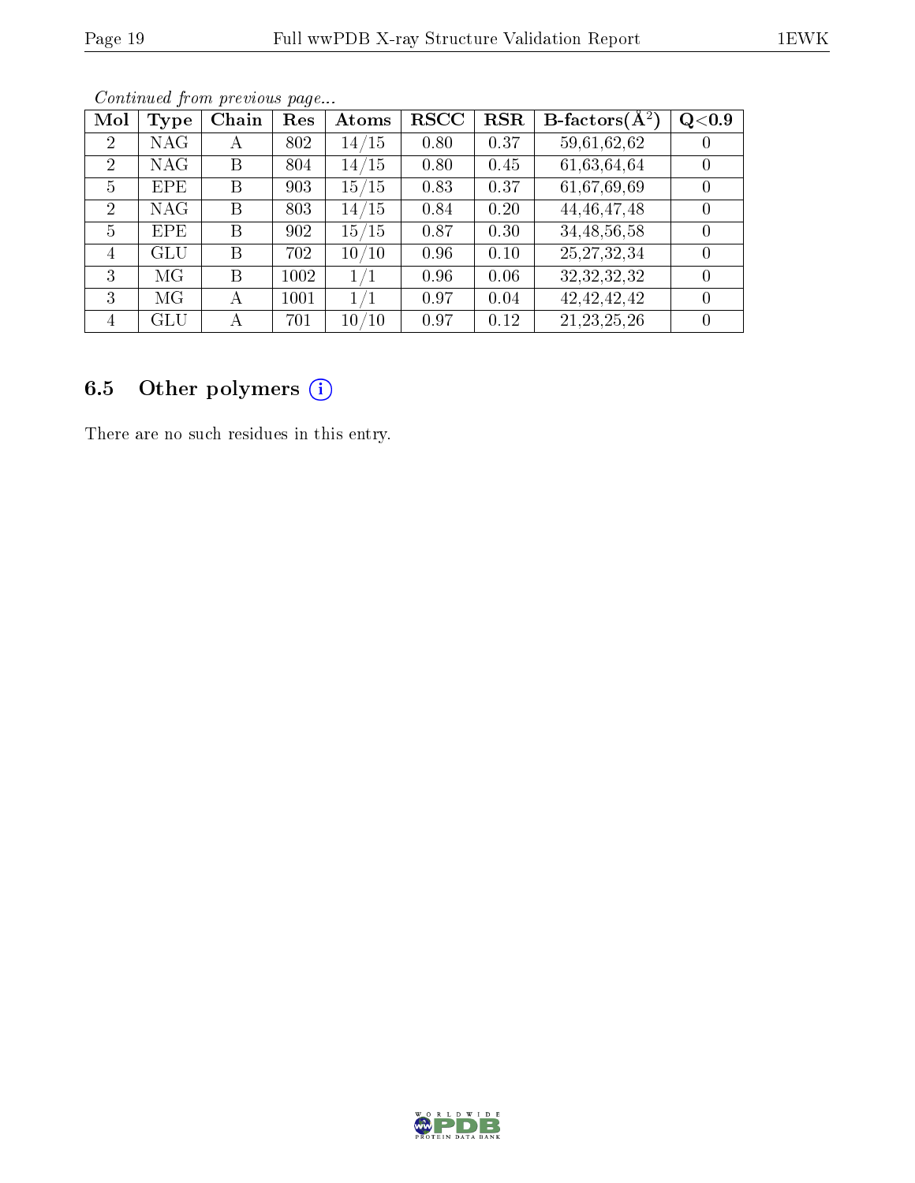*Continued from previous page...*

| Mol | Type | Chain | Res | Atoms | RSCC | RSR | B-factors($Å^2$) | Q<0.9 |
|---|---|---|---|---|---|---|---|---|
| 2 | NAG | A | 802 | 14/15 | 0.80 | 0.37 | 59,61,62,62 | 0 |
| 2 | NAG | B | 804 | 14/15 | 0.80 | 0.45 | 61,63,64,64 | 0 |
| 5 | EPE | B | 903 | 15/15 | 0.83 | 0.37 | 61,67,69,69 | 0 |
| 2 | NAG | B | 803 | 14/15 | 0.84 | 0.20 | 44,46,47,48 | 0 |
| 5 | EPE | B | 902 | 15/15 | 0.87 | 0.30 | 34,48,56,58 | 0 |
| 4 | GLU | B | 702 | 10/10 | 0.96 | 0.10 | 25,27,32,34 | 0 |
| 3 | MG | B | 1002 | 1/1 | 0.96 | 0.06 | 32,32,32,32 | 0 |
| 3 | MG | A | 1001 | 1/1 | 0.97 | 0.04 | 42,42,42,42 | 0 |
| 4 | GLU | A | 701 | 10/10 | 0.97 | 0.12 | 21,23,25,26 | 0 |

### 6.5 Other polymers

There are no such residues in this entry.